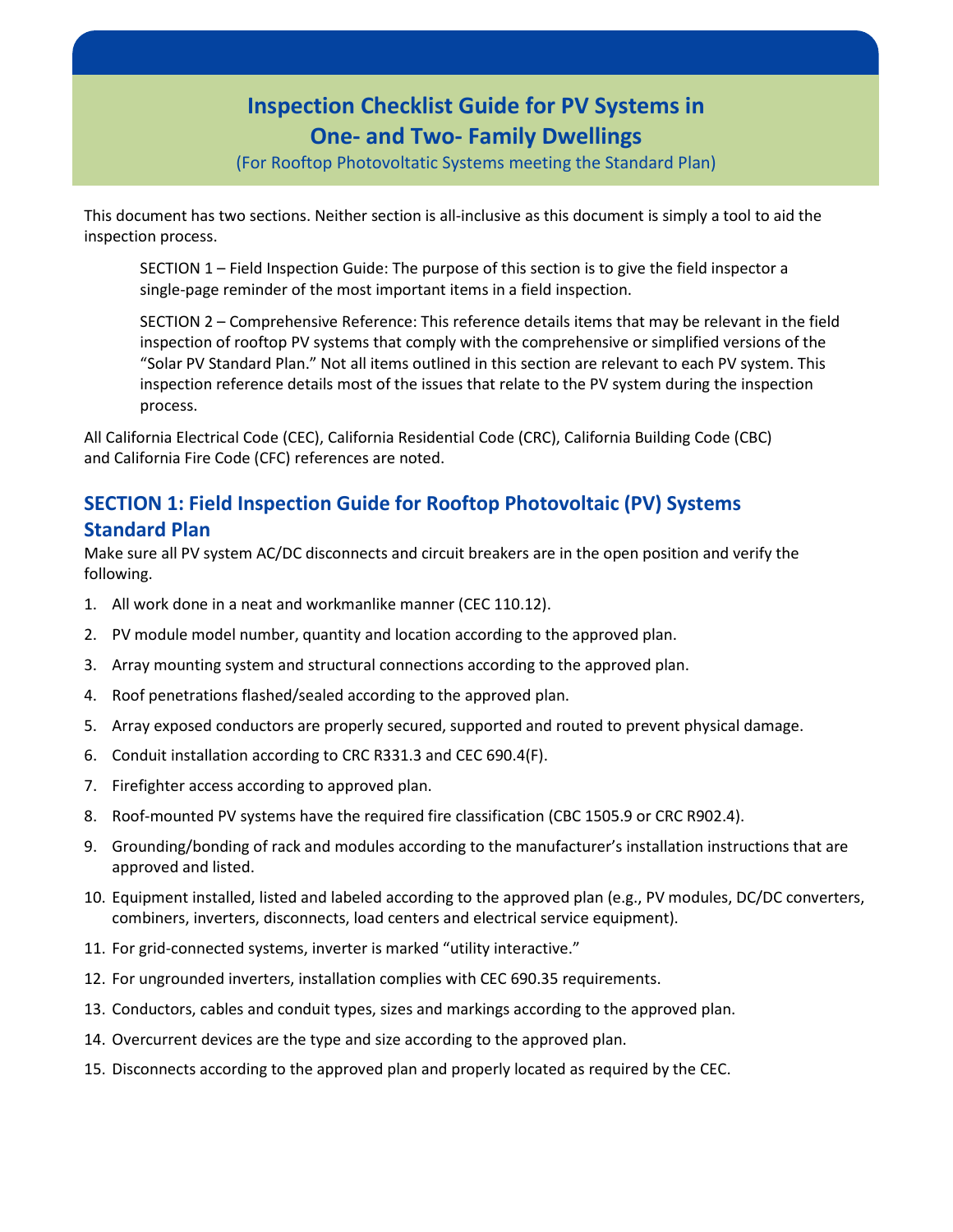# Inspection Checklist Guide for PV Systems in One- and Two- Family Dwellings

(For Rooftop Photovoltatic Systems meeting the Standard Plan)

This document has two sections. Neither section is all-inclusive as this document is simply a tool to aid the inspection process.

SECTION 1 – Field Inspection Guide: The purpose of this section is to give the field inspector a single-page reminder of the most important items in a field inspection.

SECTION 2 – Comprehensive Reference: This reference details items that may be relevant in the field inspection of rooftop PV systems that comply with the comprehensive or simplified versions of the "Solar PV Standard Plan." Not all items outlined in this section are relevant to each PV system. This inspection reference details most of the issues that relate to the PV system during the inspection process.

All California Electrical Code (CEC), California Residential Code (CRC), California Building Code (CBC) and California Fire Code (CFC) references are noted.

## SECTION 1: Field Inspection Guide for Rooftop Photovoltaic (PV) Systems Standard Plan

Make sure all PV system AC/DC disconnects and circuit breakers are in the open position and verify the following.

1. All work done in a neat and workmanlike manner (CEC 110.12).
2. PV module model number, quantity and location according to the approved plan.
3. Array mounting system and structural connections according to the approved plan.
4. Roof penetrations flashed/sealed according to the approved plan.
5. Array exposed conductors are properly secured, supported and routed to prevent physical damage.
6. Conduit installation according to CRC R331.3 and CEC 690.4(F).
7. Firefighter access according to approved plan.
8. Roof-mounted PV systems have the required fire classification (CBC 1505.9 or CRC R902.4).
9. Grounding/bonding of rack and modules according to the manufacturer's installation instructions that are approved and listed.
10. Equipment installed, listed and labeled according to the approved plan (e.g., PV modules, DC/DC converters, combiners, inverters, disconnects, load centers and electrical service equipment).
11. For grid-connected systems, inverter is marked "utility interactive."
12. For ungrounded inverters, installation complies with CEC 690.35 requirements.
13. Conductors, cables and conduit types, sizes and markings according to the approved plan.
14. Overcurrent devices are the type and size according to the approved plan.
15. Disconnects according to the approved plan and properly located as required by the CEC.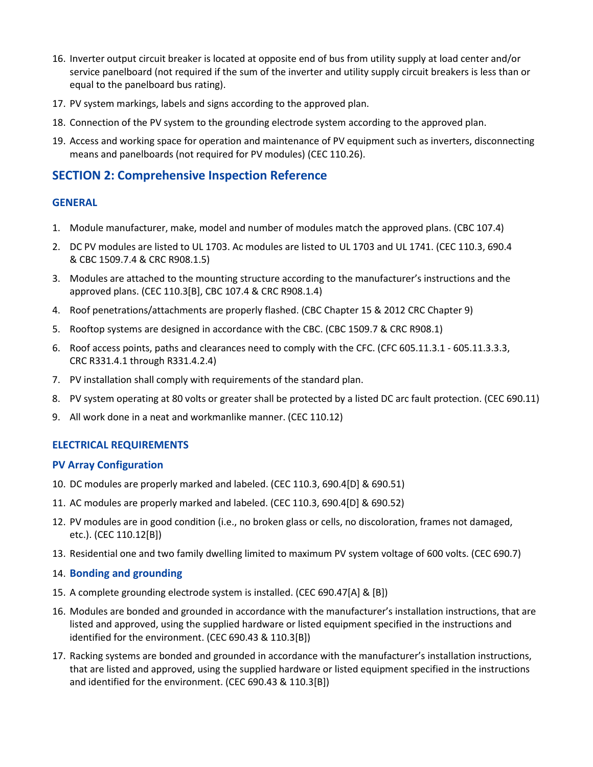16. Inverter output circuit breaker is located at opposite end of bus from utility supply at load center and/or service panelboard (not required if the sum of the inverter and utility supply circuit breakers is less than or equal to the panelboard bus rating).
17. PV system markings, labels and signs according to the approved plan.
18. Connection of the PV system to the grounding electrode system according to the approved plan.
19. Access and working space for operation and maintenance of PV equipment such as inverters, disconnecting means and panelboards (not required for PV modules) (CEC 110.26).

## SECTION 2: Comprehensive Inspection Reference

### GENERAL

1. Module manufacturer, make, model and number of modules match the approved plans. (CBC 107.4)
2. DC PV modules are listed to UL 1703. Ac modules are listed to UL 1703 and UL 1741. (CEC 110.3, 690.4 & CBC 1509.7.4 & CRC R908.1.5)
3. Modules are attached to the mounting structure according to the manufacturer's instructions and the approved plans. (CEC 110.3[B], CBC 107.4 & CRC R908.1.4)
4. Roof penetrations/attachments are properly flashed. (CBC Chapter 15 & 2012 CRC Chapter 9)
5. Rooftop systems are designed in accordance with the CBC. (CBC 1509.7 & CRC R908.1)
6. Roof access points, paths and clearances need to comply with the CFC. (CFC 605.11.3.1 - 605.11.3.3.3, CRC R331.4.1 through R331.4.2.4)
7. PV installation shall comply with requirements of the standard plan.
8. PV system operating at 80 volts or greater shall be protected by a listed DC arc fault protection. (CEC 690.11)
9. All work done in a neat and workmanlike manner. (CEC 110.12)

### ELECTRICAL REQUIREMENTS

### PV Array Configuration

10. DC modules are properly marked and labeled. (CEC 110.3, 690.4[D] & 690.51)
11. AC modules are properly marked and labeled. (CEC 110.3, 690.4[D] & 690.52)
12. PV modules are in good condition (i.e., no broken glass or cells, no discoloration, frames not damaged, etc.). (CEC 110.12[B])
13. Residential one and two family dwelling limited to maximum PV system voltage of 600 volts. (CEC 690.7)
14. **Bonding and grounding**
15. A complete grounding electrode system is installed. (CEC 690.47[A] & [B])
16. Modules are bonded and grounded in accordance with the manufacturer's installation instructions, that are listed and approved, using the supplied hardware or listed equipment specified in the instructions and identified for the environment. (CEC 690.43 & 110.3[B])
17. Racking systems are bonded and grounded in accordance with the manufacturer's installation instructions, that are listed and approved, using the supplied hardware or listed equipment specified in the instructions and identified for the environment. (CEC 690.43 & 110.3[B])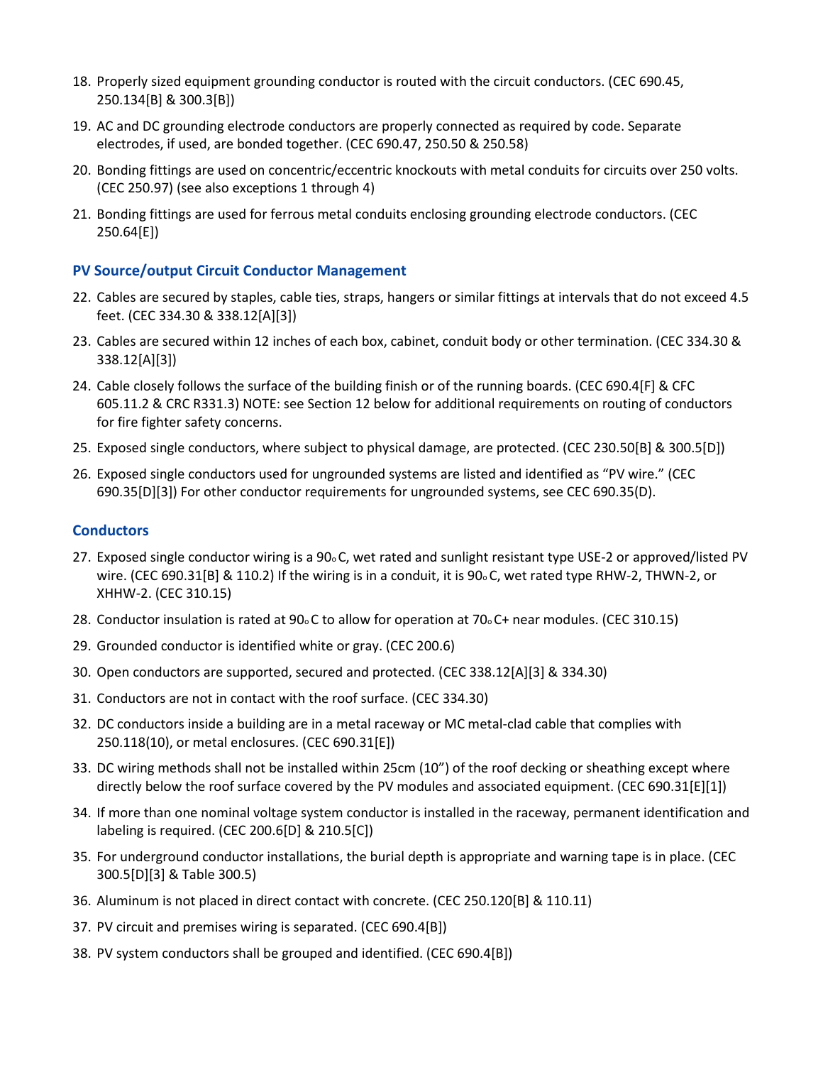18. Properly sized equipment grounding conductor is routed with the circuit conductors. (CEC 690.45, 250.134[B] & 300.3[B])
19. AC and DC grounding electrode conductors are properly connected as required by code. Separate electrodes, if used, are bonded together. (CEC 690.47, 250.50 & 250.58)
20. Bonding fittings are used on concentric/eccentric knockouts with metal conduits for circuits over 250 volts. (CEC 250.97) (see also exceptions 1 through 4)
21. Bonding fittings are used for ferrous metal conduits enclosing grounding electrode conductors. (CEC 250.64[E])

### PV Source/output Circuit Conductor Management

22. Cables are secured by staples, cable ties, straps, hangers or similar fittings at intervals that do not exceed 4.5 feet. (CEC 334.30 & 338.12[A][3])
23. Cables are secured within 12 inches of each box, cabinet, conduit body or other termination. (CEC 334.30 & 338.12[A][3])
24. Cable closely follows the surface of the building finish or of the running boards. (CEC 690.4[F] & CFC 605.11.2 & CRC R331.3) NOTE: see Section 12 below for additional requirements on routing of conductors for fire fighter safety concerns.
25. Exposed single conductors, where subject to physical damage, are protected. (CEC 230.50[B] & 300.5[D])
26. Exposed single conductors used for ungrounded systems are listed and identified as "PV wire." (CEC 690.35[D][3]) For other conductor requirements for ungrounded systems, see CEC 690.35(D).

### Conductors

27. Exposed single conductor wiring is a 90 ° C, wet rated and sunlight resistant type USE-2 or approved/listed PV wire. (CEC 690.31[B] & 110.2) If the wiring is in a conduit, it is 90 ° C, wet rated type RHW-2, THWN-2, or XHHW-2. (CEC 310.15)
28. Conductor insulation is rated at 90 ° C to allow for operation at 70 ° C+ near modules. (CEC 310.15)
29. Grounded conductor is identified white or gray. (CEC 200.6)
30. Open conductors are supported, secured and protected. (CEC 338.12[A][3] & 334.30)
31. Conductors are not in contact with the roof surface. (CEC 334.30)
32. DC conductors inside a building are in a metal raceway or MC metal-clad cable that complies with 250.118(10), or metal enclosures. (CEC 690.31[E])
33. DC wiring methods shall not be installed within 25cm (10") of the roof decking or sheathing except where directly below the roof surface covered by the PV modules and associated equipment. (CEC 690.31[E][1])
34. If more than one nominal voltage system conductor is installed in the raceway, permanent identification and labeling is required. (CEC 200.6[D] & 210.5[C])
35. For underground conductor installations, the burial depth is appropriate and warning tape is in place. (CEC 300.5[D][3] & Table 300.5)
36. Aluminum is not placed in direct contact with concrete. (CEC 250.120[B] & 110.11)
37. PV circuit and premises wiring is separated. (CEC 690.4[B])
38. PV system conductors shall be grouped and identified. (CEC 690.4[B])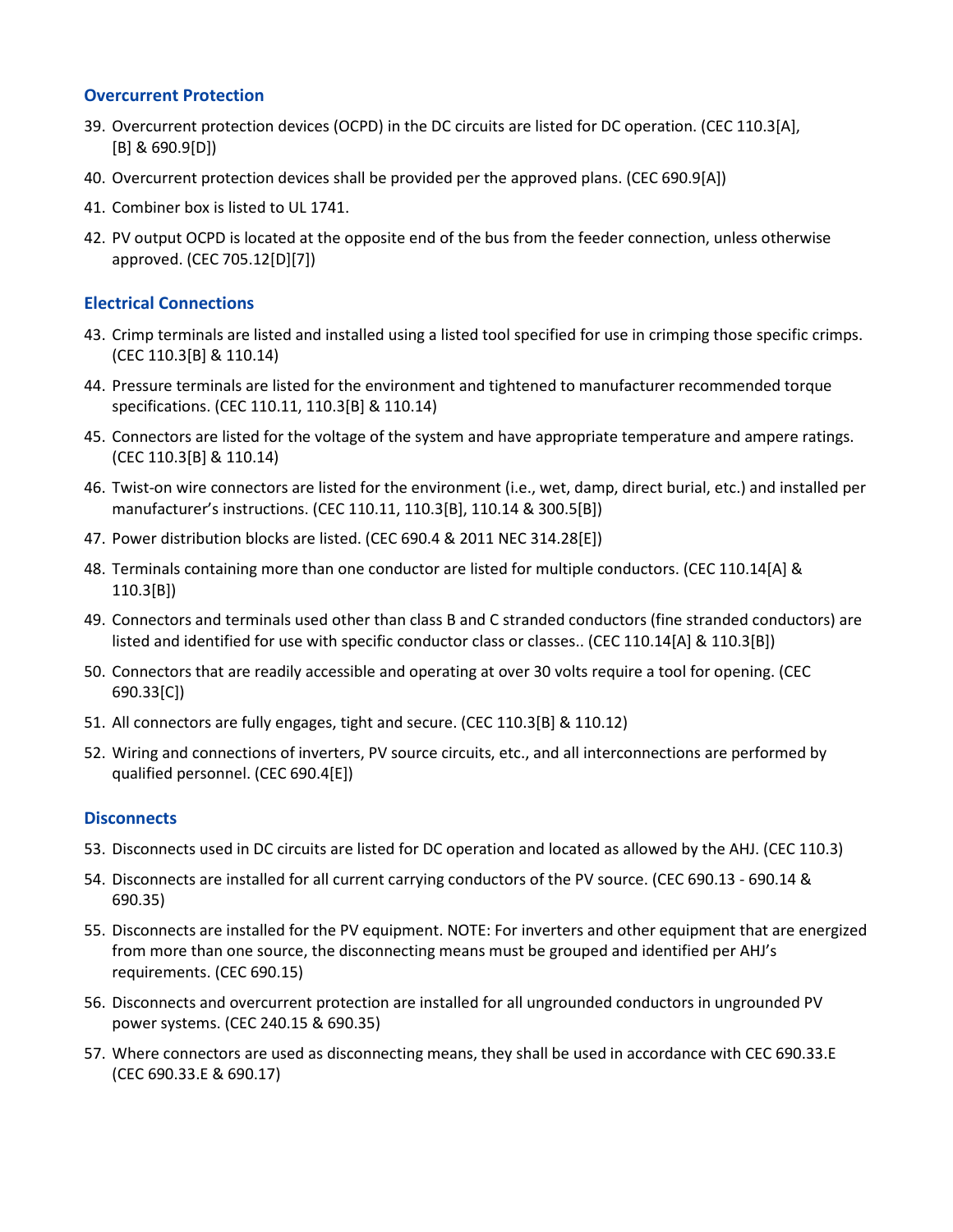### Overcurrent Protection

39. Overcurrent protection devices (OCPD) in the DC circuits are listed for DC operation. (CEC 110.3[A], [B] & 690.9[D])
40. Overcurrent protection devices shall be provided per the approved plans. (CEC 690.9[A])
41. Combiner box is listed to UL 1741.
42. PV output OCPD is located at the opposite end of the bus from the feeder connection, unless otherwise approved. (CEC 705.12[D][7])

### Electrical Connections

43. Crimp terminals are listed and installed using a listed tool specified for use in crimping those specific crimps. (CEC 110.3[B] & 110.14)
44. Pressure terminals are listed for the environment and tightened to manufacturer recommended torque specifications. (CEC 110.11, 110.3[B] & 110.14)
45. Connectors are listed for the voltage of the system and have appropriate temperature and ampere ratings. (CEC 110.3[B] & 110.14)
46. Twist-on wire connectors are listed for the environment (i.e., wet, damp, direct burial, etc.) and installed per manufacturer's instructions. (CEC 110.11, 110.3[B], 110.14 & 300.5[B])
47. Power distribution blocks are listed. (CEC 690.4 & 2011 NEC 314.28[E])
48. Terminals containing more than one conductor are listed for multiple conductors. (CEC 110.14[A] & 110.3[B])
49. Connectors and terminals used other than class B and C stranded conductors (fine stranded conductors) are listed and identified for use with specific conductor class or classes.. (CEC 110.14[A] & 110.3[B])
50. Connectors that are readily accessible and operating at over 30 volts require a tool for opening. (CEC 690.33[C])
51. All connectors are fully engages, tight and secure. (CEC 110.3[B] & 110.12)
52. Wiring and connections of inverters, PV source circuits, etc., and all interconnections are performed by qualified personnel. (CEC 690.4[E])

### Disconnects

53. Disconnects used in DC circuits are listed for DC operation and located as allowed by the AHJ. (CEC 110.3)
54. Disconnects are installed for all current carrying conductors of the PV source. (CEC 690.13 - 690.14 & 690.35)
55. Disconnects are installed for the PV equipment. NOTE: For inverters and other equipment that are energized from more than one source, the disconnecting means must be grouped and identified per AHJ's requirements. (CEC 690.15)
56. Disconnects and overcurrent protection are installed for all ungrounded conductors in ungrounded PV power systems. (CEC 240.15 & 690.35)
57. Where connectors are used as disconnecting means, they shall be used in accordance with CEC 690.33.E (CEC 690.33.E & 690.17)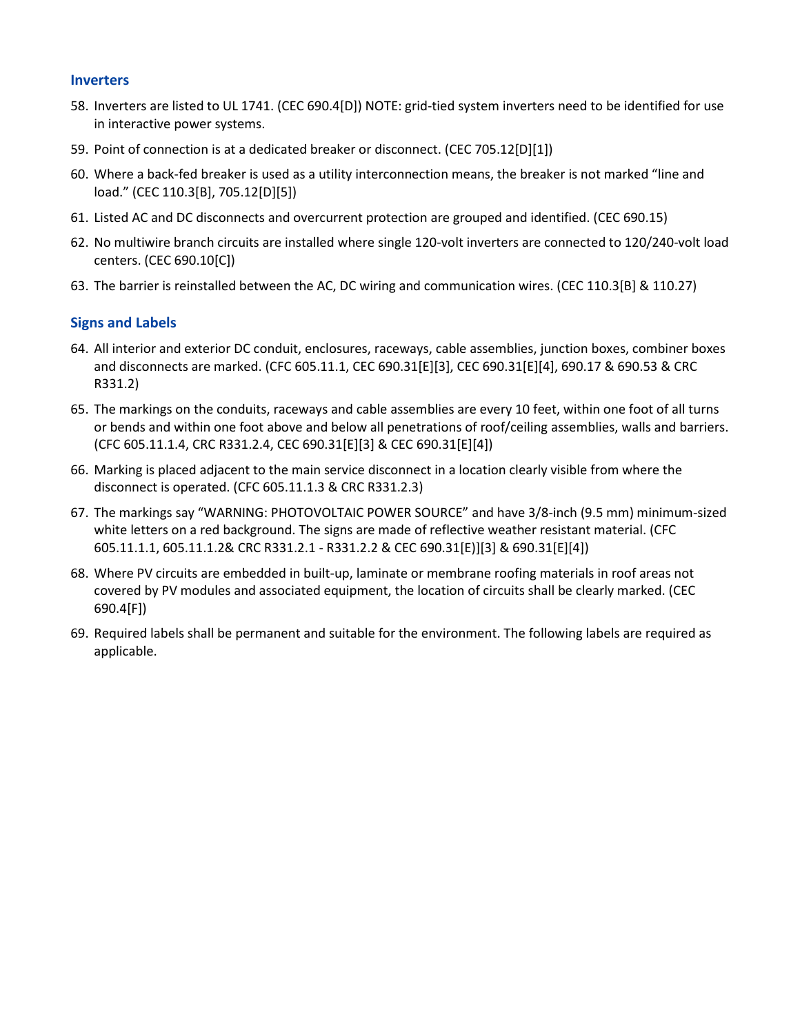### Inverters

58. Inverters are listed to UL 1741. (CEC 690.4[D]) NOTE: grid-tied system inverters need to be identified for use in interactive power systems.
59. Point of connection is at a dedicated breaker or disconnect. (CEC 705.12[D][1])
60. Where a back-fed breaker is used as a utility interconnection means, the breaker is not marked "line and load." (CEC 110.3[B], 705.12[D][5])
61. Listed AC and DC disconnects and overcurrent protection are grouped and identified. (CEC 690.15)
62. No multiwire branch circuits are installed where single 120-volt inverters are connected to 120/240-volt load centers. (CEC 690.10[C])
63. The barrier is reinstalled between the AC, DC wiring and communication wires. (CEC 110.3[B] & 110.27)

### Signs and Labels

64. All interior and exterior DC conduit, enclosures, raceways, cable assemblies, junction boxes, combiner boxes and disconnects are marked. (CFC 605.11.1, CEC 690.31[E][3], CEC 690.31[E][4], 690.17 & 690.53 & CRC R331.2)
65. The markings on the conduits, raceways and cable assemblies are every 10 feet, within one foot of all turns or bends and within one foot above and below all penetrations of roof/ceiling assemblies, walls and barriers. (CFC 605.11.1.4, CRC R331.2.4, CEC 690.31[E][3] & CEC 690.31[E][4])
66. Marking is placed adjacent to the main service disconnect in a location clearly visible from where the disconnect is operated. (CFC 605.11.1.3 & CRC R331.2.3)
67. The markings say "WARNING: PHOTOVOLTAIC POWER SOURCE" and have 3/8-inch (9.5 mm) minimum-sized white letters on a red background. The signs are made of reflective weather resistant material. (CFC 605.11.1.1, 605.11.1.2& CRC R331.2.1 - R331.2.2 & CEC 690.31[E])[3] & 690.31[E][4])
68. Where PV circuits are embedded in built-up, laminate or membrane roofing materials in roof areas not covered by PV modules and associated equipment, the location of circuits shall be clearly marked. (CEC 690.4[F])
69. Required labels shall be permanent and suitable for the environment. The following labels are required as applicable.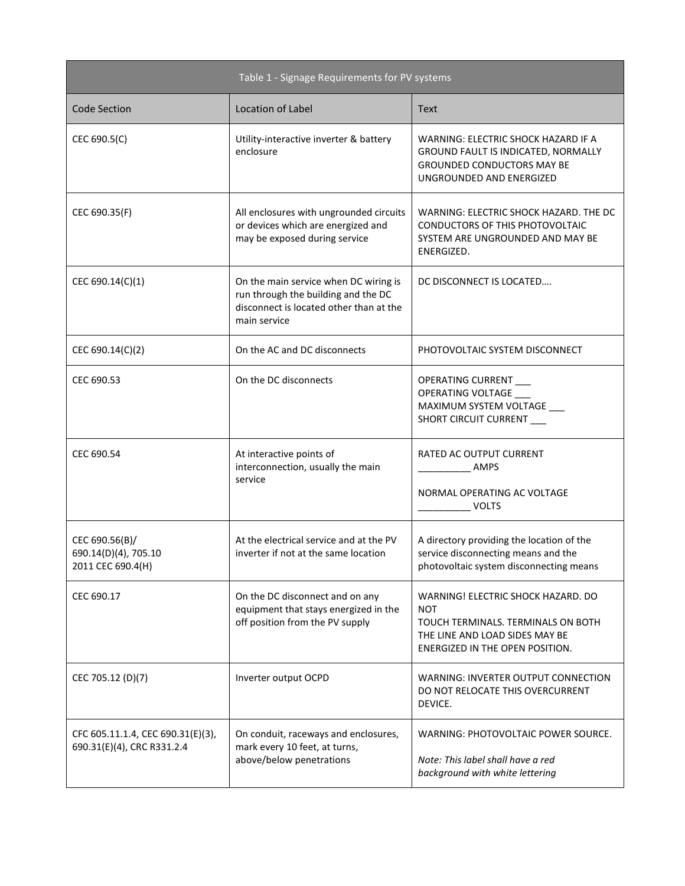| Table 1 - Signage Requirements for PV systems | | |
|---|---|---|
| Code Section | Location of Label | Text |
| CEC 690.5(C) | Utility-interactive inverter & battery enclosure | WARNING: ELECTRIC SHOCK HAZARD IF A GROUND FAULT IS INDICATED, NORMALLY GROUNDED CONDUCTORS MAY BE UNGROUNDED AND ENERGIZED |
| CEC 690.35(F) | All enclosures with ungrounded circuits or devices which are energized and may be exposed during service | WARNING: ELECTRIC SHOCK HAZARD. THE DC CONDUCTORS OF THIS PHOTOVOLTAIC SYSTEM ARE UNGROUNDED AND MAY BE ENERGIZED. |
| CEC 690.14(C)(1) | On the main service when DC wiring is run through the building and the DC disconnect is located other than at the main service | DC DISCONNECT IS LOCATED…. |
| CEC 690.14(C)(2) | On the AC and DC disconnects | PHOTOVOLTAIC SYSTEM DISCONNECT |
| CEC 690.53 | On the DC disconnects | OPERATING CURRENT ___<br>OPERATING VOLTAGE ___<br>MAXIMUM SYSTEM VOLTAGE ___<br>SHORT CIRCUIT CURRENT ___ |
| CEC 690.54 | At interactive points of interconnection, usually the main service | RATED AC OUTPUT CURRENT __________ AMPS<br><br>NORMAL OPERATING AC VOLTAGE __________ VOLTS |
| CEC 690.56(B)/ 690.14(D)(4), 705.10 2011 CEC 690.4(H) | At the electrical service and at the PV inverter if not at the same location | A directory providing the location of the service disconnecting means and the photovoltaic system disconnecting means |
| CEC 690.17 | On the DC disconnect and on any equipment that stays energized in the off position from the PV supply | WARNING! ELECTRIC SHOCK HAZARD. DO NOT<br>TOUCH TERMINALS. TERMINALS ON BOTH THE LINE AND LOAD SIDES MAY BE ENERGIZED IN THE OPEN POSITION. |
| CEC 705.12 (D)(7) | Inverter output OCPD | WARNING: INVERTER OUTPUT CONNECTION DO NOT RELOCATE THIS OVERCURRENT DEVICE. |
| CFC 605.11.1.4, CEC 690.31(E)(3), 690.31(E)(4), CRC R331.2.4 | On conduit, raceways and enclosures, mark every 10 feet, at turns, above/below penetrations | WARNING: PHOTOVOLTAIC POWER SOURCE.<br><br>*Note: This label shall have a red background with white lettering* |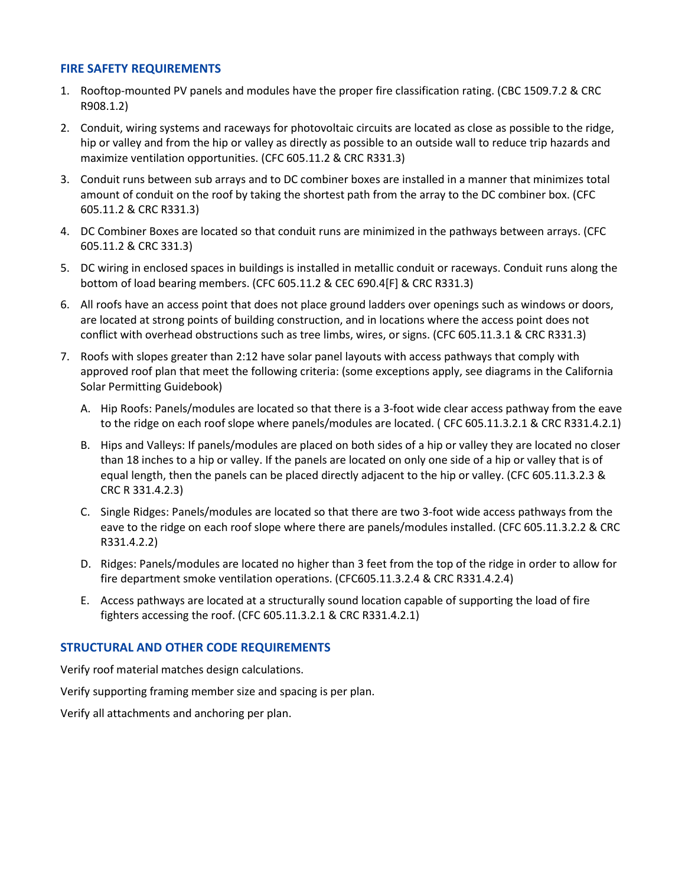## FIRE SAFETY REQUIREMENTS

1. Rooftop-mounted PV panels and modules have the proper fire classification rating. (CBC 1509.7.2 & CRC R908.1.2)
2. Conduit, wiring systems and raceways for photovoltaic circuits are located as close as possible to the ridge, hip or valley and from the hip or valley as directly as possible to an outside wall to reduce trip hazards and maximize ventilation opportunities. (CFC 605.11.2 & CRC R331.3)
3. Conduit runs between sub arrays and to DC combiner boxes are installed in a manner that minimizes total amount of conduit on the roof by taking the shortest path from the array to the DC combiner box. (CFC 605.11.2 & CRC R331.3)
4. DC Combiner Boxes are located so that conduit runs are minimized in the pathways between arrays. (CFC 605.11.2 & CRC 331.3)
5. DC wiring in enclosed spaces in buildings is installed in metallic conduit or raceways. Conduit runs along the bottom of load bearing members. (CFC 605.11.2 & CEC 690.4[F] & CRC R331.3)
6. All roofs have an access point that does not place ground ladders over openings such as windows or doors, are located at strong points of building construction, and in locations where the access point does not conflict with overhead obstructions such as tree limbs, wires, or signs. (CFC 605.11.3.1 & CRC R331.3)
7. Roofs with slopes greater than 2:12 have solar panel layouts with access pathways that comply with approved roof plan that meet the following criteria: (some exceptions apply, see diagrams in the California Solar Permitting Guidebook)
   - A. Hip Roofs: Panels/modules are located so that there is a 3-foot wide clear access pathway from the eave to the ridge on each roof slope where panels/modules are located. ( CFC 605.11.3.2.1 & CRC R331.4.2.1)
   - B. Hips and Valleys: If panels/modules are placed on both sides of a hip or valley they are located no closer than 18 inches to a hip or valley. If the panels are located on only one side of a hip or valley that is of equal length, then the panels can be placed directly adjacent to the hip or valley. (CFC 605.11.3.2.3 & CRC R 331.4.2.3)
   - C. Single Ridges: Panels/modules are located so that there are two 3-foot wide access pathways from the eave to the ridge on each roof slope where there are panels/modules installed. (CFC 605.11.3.2.2 & CRC R331.4.2.2)
   - D. Ridges: Panels/modules are located no higher than 3 feet from the top of the ridge in order to allow for fire department smoke ventilation operations. (CFC605.11.3.2.4 & CRC R331.4.2.4)
   - E. Access pathways are located at a structurally sound location capable of supporting the load of fire fighters accessing the roof. (CFC 605.11.3.2.1 & CRC R331.4.2.1)

## STRUCTURAL AND OTHER CODE REQUIREMENTS

Verify roof material matches design calculations.

Verify supporting framing member size and spacing is per plan.

Verify all attachments and anchoring per plan.